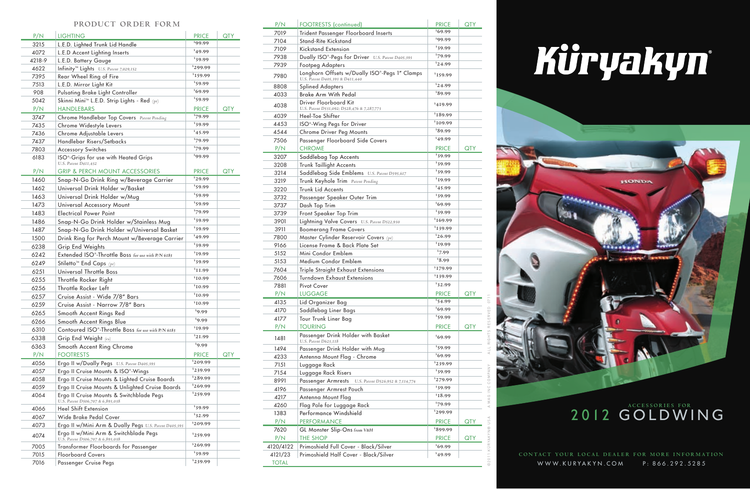# PRODUCT ORDER FORM

| P/N | LIGHTING | PRICE | QTY |
|---|---|---|---|
| 3215 | L.E.D. Lighted Trunk Lid Handle | $99.99 | |
| 4072 | L.E.D Accent Lighting Inserts | $49.99 | |
| 4218-9 | L.E.D. Battery Gauge | $39.99 | |
| 4622 | Infinity™ Lights *U.S. Patent 7,029,152* | $299.99 | |
| 7395 | Rear Wheel Ring of Fire | $159.99 | |
| 7513 | L.E.D. Mirror Light Kit | $59.99 | |
| 908 | Pulsating Brake Light Controller | $69.99 | |
| 5042 | Skinni Mini™ L.E.D. Strip Lights - Red *(pr)* | $59.99 | |
| **P/N** | **HANDLEBARS** | **PRICE** | **QTY** |
| 3747 | Chrome Handlebar Top Covers *Patent Pending* | $79.99 | |
| 7435 | Chrome Widestyle Levers | $39.99 | |
| 7436 | Chrome Adjustable Levers | $45.99 | |
| 7437 | Handlebar Risers/Setbacks | $79.99 | |
| 7803 | Accessory Switches | $79.99 | |
| 6183 | ISO®-Grips for use with Heated Grips *U.S. Patent D411,432* | $99.99 | |
| **P/N** | **GRIP & PERCH MOUNT ACCESSORIES** | **PRICE** | **QTY** |
| 1460 | Snap-N-Go Drink Ring w/Beverage Carrier | $29.99 | |
| 1462 | Universal Drink Holder w/Basket | $59.99 | |
| 1463 | Universal Drink Holder w/Mug | $59.99 | |
| 1473 | Universal Accessory Mount | $59.99 | |
| 1483 | Electrical Power Point | $79.99 | |
| 1486 | Snap-N-Go Drink Holder w/Stainless Mug | $39.99 | |
| 1487 | Snap-N-Go Drink Holder w/Universal Basket | $39.99 | |
| 1500 | Drink Ring for Perch Mount w/Beverage Carrier | $49.99 | |
| 6238 | Grip End Weights | $39.99 | |
| 6242 | Extended ISO®-Throttle Boss *for use with P/N 6183* | $19.99 | |
| 6249 | Stiletto™ End Caps *(pr)* | $39.99 | |
| 6251 | Universal Throttle Boss | $11.99 | |
| 6255 | Throttle Rocker Right | $10.99 | |
| 6256 | Throttle Rocker Left | $10.99 | |
| 6257 | Cruise Assist - Wide 7/8" Bars | $10.99 | |
| 6259 | Cruise Assist - Narrow 7/8" Bars | $10.99 | |
| 6265 | Smooth Accent Rings Red | $9.99 | |
| 6266 | Smooth Accent Rings Blue | $9.99 | |
| 6310 | Contoured ISO®-Throttle Boss *for use with P/N 6183* | $19.99 | |
| 6338 | Grip End Weight *(ea)* | $21.99 | |
| 6363 | Smooth Accent Ring Chrome | $9.99 | |
| **P/N** | **FOOTRESTS** | **PRICE** | **QTY** |
| 4056 | Ergo II w/Dually Pegs *U.S. Patent D405,393* | $209.99 | |
| 4057 | Ergo II Cruise Mounts & ISO®-Wings | $239.99 | |
| 4058 | Ergo II Cruise Mounts & Lighted Cruise Boards | $289.99 | |
| 4059 | Ergo II Cruise Mounts & Unlighted Cruise Boards | $269.99 | |
| 4064 | Ergo II Cruise Mounts & Switchblade Pegs *U.S. Patent D506,707 & 6,893,038* | $259.99 | |
| 4066 | Heel Shift Extension | $39.99 | |
| 4067 | Wide Brake Pedal Cover | $32.99 | |
| 4073 | Ergo II w/Mini Arm & Dually Pegs *U.S. Patent D405,393* | $209.99 | |
| 4074 | Ergo II w/Mini Arm & Switchblade Pegs *U.S. Patent D506,707 & 6,893,038* | $259.99 | |
| 7005 | Transformer Floorboards for Passenger | $269.99 | |
| 7015 | Floorboard Covers | $39.99 | |
| 7016 | Passenger Cruise Pegs | $239.99 | |

| P/N | FOOTRESTS (continued) | PRICE | QTY |
|---|---|---|---|
| 7019 | Trident Passenger Floorboard Inserts | $69.99 | |
| 7104 | Stand-Rite Kickstand | $99.99 | |
| 7109 | Kickstand Extension | $39.99 | |
| 7938 | Dually ISO®-Pegs for Driver *U.S. Patent D405,393* | $79.99 | |
| 7939 | Footpeg Adapters | $24.99 | |
| 7980 | Longhorn Offsets w/Dually ISO®-Pegs 1" Clamps *U.S. Patent D405,393 & D411,440* | $159.99 | |
| 8808 | Splined Adapters | $24.99 | |
| 4033 | Brake Arm With Pedal | $89.99 | |
| 4038 | Driver Floorboard Kit *U.S. Patent D531,092; D528,476 & 7,287,773* | $419.99 | |
| 4039 | Heel-Toe Shifter | $189.99 | |
| 4453 | ISO®-Wing Pegs for Driver | $109.99 | |
| 4544 | Chrome Driver Peg Mounts | $89.99 | |
| 7506 | Passenger Floorboard Side Covers | $49.99 | |
| **P/N** | **CHROME** | **PRICE** | **QTY** |
| 3207 | Saddlebag Top Accents | $39.99 | |
| 3208 | Trunk Taillight Accents | $39.99 | |
| 3214 | Saddlebag Side Emblems *U.S. Patent D595,617* | $39.99 | |
| 3219 | Trunk Keyhole Trim *Patent Pending* | $19.99 | |
| 3220 | Trunk Lid Accents | $45.99 | |
| 3732 | Passenger Speaker Outer Trim | $39.99 | |
| 3737 | Dash Top Trim | $69.99 | |
| 3739 | Front Speaker Top Trim | $39.99 | |
| 3901 | Lightning Valve Covers *U.S. Patent D522,930* | $169.99 | |
| 3911 | Boomerang Frame Covers | $139.99 | |
| 7800 | Master Cylinder Reservoir Covers *(pr)* | $26.99 | |
| 9166 | License Frame & Back Plate Set | $19.99 | |
| 5152 | Mini Condor Emblem | $7.99 | |
| 5153 | Medium Condor Emblem | $8.99 | |
| 7604 | Triple Straight Exhaust Extensions | $179.99 | |
| 7606 | Turndown Exhaust Extensions | $139.99 | |
| 7881 | Pivot Cover | $32.99 | |
| **P/N** | **LUGGAGE** | **PRICE** | **QTY** |
| 4135 | Lid Organizer Bag | $54.99 | |
| 4170 | Saddlebag Liner Bags | $69.99 | |
| 4177 | Tour Trunk Liner Bag | $59.99 | |
| **P/N** | **TOURING** | **PRICE** | **QTY** |
| 1481 | Passenger Drink Holder with Basket *U.S. Patent D623,118* | $69.99 | |
| 1494 | Passenger Drink Holder with Mug | $59.99 | |
| 4233 | Antenna Mount Flag - Chrome | $69.99 | |
| 7151 | Luggage Rack | $239.99 | |
| 7154 | Luggage Rack Risers | $39.99 | |
| 8991 | Passenger Armrests *U.S. Patent D526,952 & 7,114,774* | $279.99 | |
| 4196 | Passenger Armrest Pouch | $39.99 | |
| 4217 | Antenna Mount Flag | $18.99 | |
| 4260 | Flag Pole for Luggage Rack | $79.99 | |
| 1383 | Performance Windshield | $299.99 | |
| **P/N** | **PERFORMANCE** | **PRICE** | **QTY** |
| 7620 | GL Monster Slip-Ons *from V&H* | $899.99 | |
| **P/N** | **THE SHOP** | **PRICE** | **QTY** |
| 4120/4122 | Primoshield Full Cover - Black/Silver | $69.99 | |
| 4121/23 | Primoshield Half Cover - Black/Silver | $49.99 | |
| **TOTAL** | | | |

# Küryakyn®

ACCESSORIES FOR

## 2012 GOLDWING

CONTACT YOUR LOCAL DEALER FOR MORE INFORMATION

WWW.KURYAKYN.COM P: 866.292.5285

©2011 KURYAKYN® USA A MAG INC COMPANY ALL RIGHTS RESERVED 0711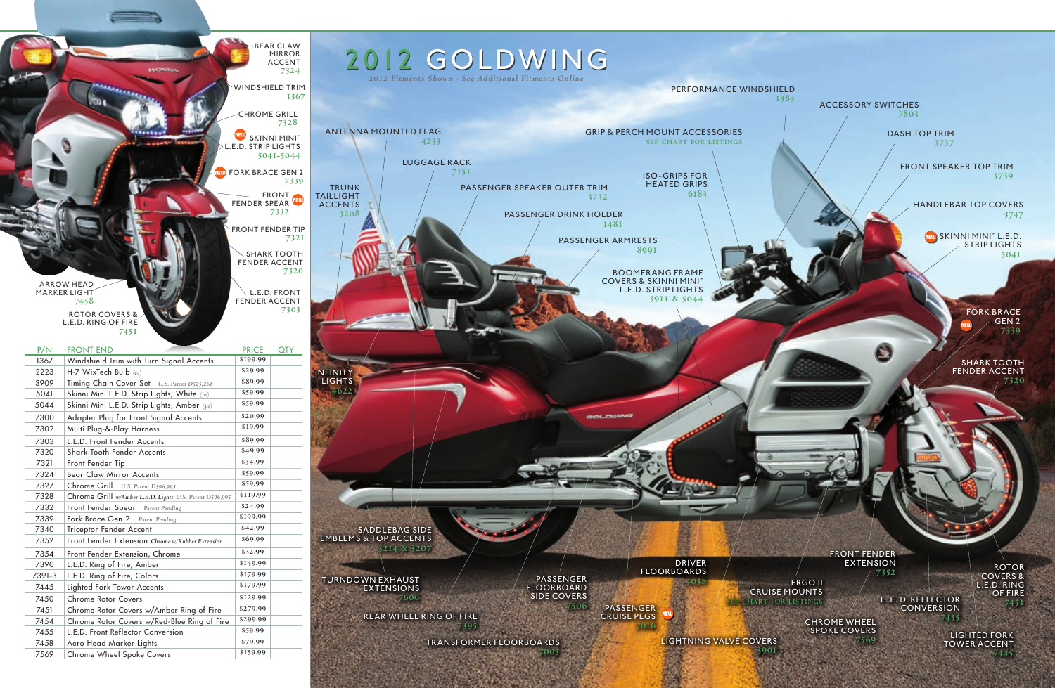# 2012 GOLDWING

*2012 Fitments Shown - See Additional Fitments Online*

BEAR CLAW MIRROR ACCENT 7324

WINDSHIELD TRIM 1367

CHROME GRILL 7328

NEW SKINNI MINI™ L.E.D. STRIP LIGHTS 5041-5044

NEW FORK BRACE GEN 2 7339

FRONT FENDER SPEAR NEW 7332

FRONT FENDER TIP 7321

SHARK TOOTH FENDER ACCENT 7320

ARROW HEAD MARKER LIGHT 7458

L.E.D. FRONT FENDER ACCENT 7303

ROTOR COVERS & L.E.D. RING OF FIRE 7451

| P/N | FRONT END | PRICE | QTY |
|---|---|---|---|
| 1367 | Windshield Trim with Turn Signal Accents | $199.99 | |
| 2223 | H-7 WixTech Bulb *(ea)* | $29.99 | |
| 3909 | Timing Chain Cover Set *U.S. Patent D525,268* | $89.99 | |
| 5041 | Skinni Mini L.E.D. Strip Lights, White *(pr)* | $59.99 | |
| 5044 | Skinni Mini L.E.D. Strip Lights, Amber *(pr)* | $59.99 | |
| 7300 | Adapter Plug for Front Signal Accents | $20.99 | |
| 7302 | Multi Plug-&-Play Harness | $19.99 | |
| 7303 | L.E.D. Front Fender Accents | $89.99 | |
| 7320 | Shark Tooth Fender Accents | $49.99 | |
| 7321 | Front Fender Tip | $34.99 | |
| 7324 | Bear Claw Mirror Accents | $59.99 | |
| 7327 | Chrome Grill *U.S. Patent D596,995* | $59.99 | |
| 7328 | Chrome Grill *w/Amber L.E.D. Lights U.S. Patent D596,995* | $119.99 | |
| 7332 | Front Fender Spear *Patent Pending* | $24.99 | |
| 7339 | Fork Brace Gen 2 *Patent Pending* | $199.99 | |
| 7340 | Triceptor Fender Accent | $42.99 | |
| 7352 | Front Fender Extension *Chrome w/Rubber Extension* | $69.99 | |
| 7354 | Front Fender Extension, Chrome | $32.99 | |
| 7390 | L.E.D. Ring of Fire, Amber | $149.99 | |
| 7391-3 | L.E.D. Ring of Fire, Colors | $179.99 | |
| 7445 | Lighted Fork Tower Accents | $179.99 | |
| 7450 | Chrome Rotor Covers | $129.99 | |
| 7451 | Chrome Rotor Covers w/Amber Ring of Fire | $279.99 | |
| 7454 | Chrome Rotor Covers w/Red-Blue Ring of Fire | $299.99 | |
| 7455 | L.E.D. Front Reflector Conversion | $59.99 | |
| 7458 | Aero Head Marker Lights | $79.99 | |
| 7569 | Chrome Wheel Spoke Covers | $159.99 | |

PERFORMANCE WINDSHIELD 1383

ACCESSORY SWITCHES 7803

ANTENNA MOUNTED FLAG 4233

GRIP & PERCH MOUNT ACCESSORIES SEE CHART FOR LISTINGS

DASH TOP TRIM 3737

LUGGAGE RACK 7151

FRONT SPEAKER TOP TRIM 3739

ISO-GRIPS FOR HEATED GRIPS 6183

TRUNK TAILLIGHT ACCENTS 3208

PASSENGER SPEAKER OUTER TRIM 3732

HANDLEBAR TOP COVERS 3747

PASSENGER DRINK HOLDER 1481

NEW SKINNI MINI™ L.E.D. STRIP LIGHTS 5041

PASSENGER ARMRESTS 8991

BOOMERANG FRAME COVERS & SKINNI MINI™ L.E.D. STRIP LIGHTS 3911 & 5044

FORK BRACE GEN 2 NEW 7339

SHARK TOOTH FENDER ACCENT 7320

INFINITY LIGHTS 4622

SADDLEBAG SIDE EMBLEMS & TOP ACCENTS 3214 & 3207

FRONT FENDER EXTENSION 7352

DRIVER FLOORBOARDS 4038

ROTOR COVERS & L.E.D. RING OF FIRE 7451

TURNDOWN EXHAUST EXTENSIONS 7606

PASSENGER FLOORBOARD SIDE COVERS 7506

ERGO II CRUISE MOUNTS SEE CHART FOR LISTINGS

L. E. D. REFLECTOR CONVERSION 7455

PASSENGER CRUISE PEGS NEW 7016

REAR WHEEL RING OF FIRE 7395

CHROME WHEEL SPOKE COVERS 7569

LIGHTED FORK TOWER ACCENT 7445

TRANSFORMER FLOORBOARDS 7005

LIGHTNING VALVE COVERS 3901